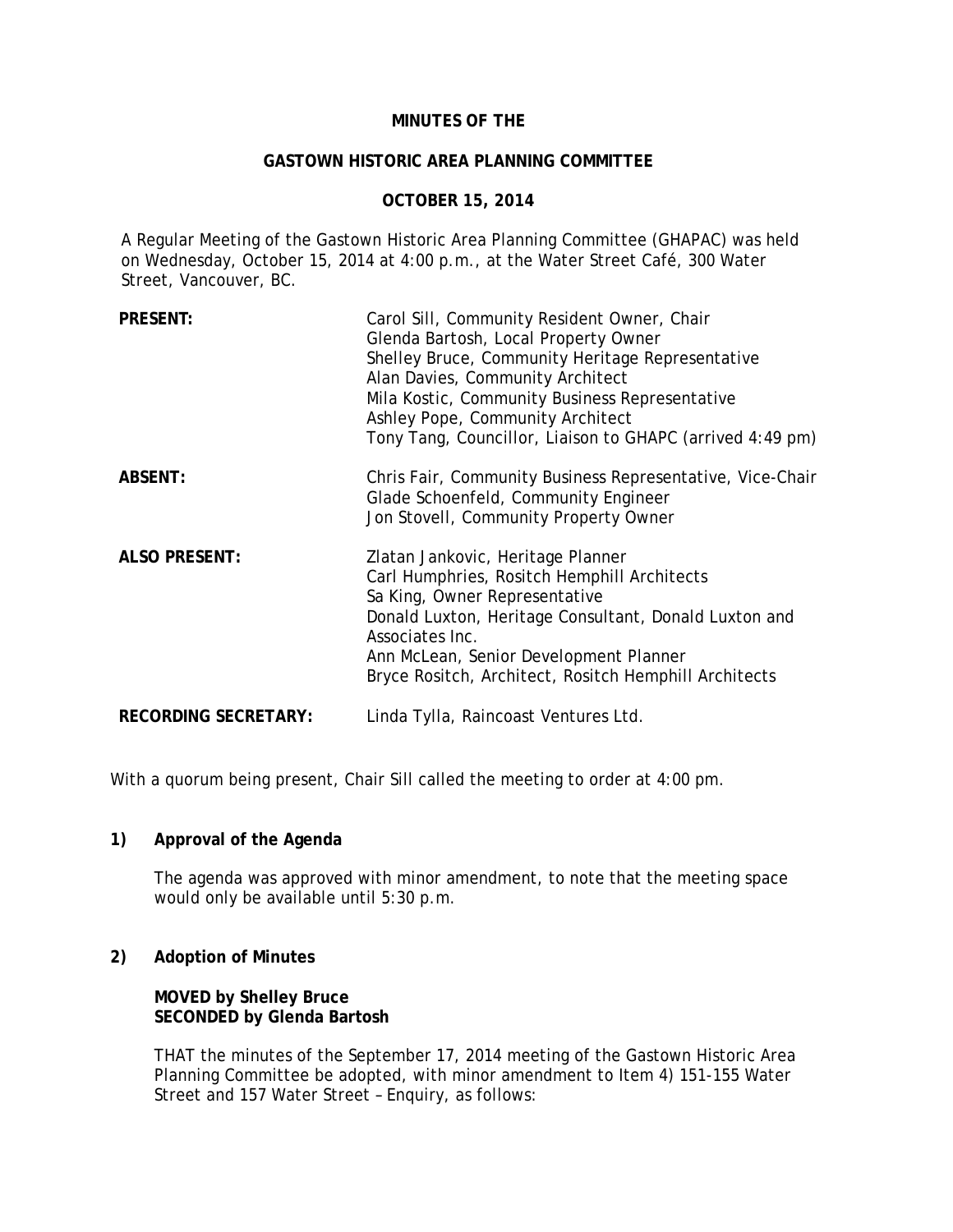**MINUTES OF THE**

**GASTOWN HISTORIC AREA PLANNING COMMITTEE**

**OCTOBER 15, 2014**

A Regular Meeting of the Gastown Historic Area Planning Committee (GHAPAC) was held on Wednesday, October 15, 2014 at 4:00 p.m., at the Water Street Café, 300 Water Street, Vancouver, BC.

| | |
|---|---|
| **PRESENT:** | Carol Sill, Community Resident Owner, Chair<br>Glenda Bartosh, Local Property Owner<br>Shelley Bruce, Community Heritage Representative<br>Alan Davies, Community Architect<br>Mila Kostic, Community Business Representative<br>Ashley Pope, Community Architect<br>Tony Tang, Councillor, Liaison to GHAPC (arrived 4:49 pm) |
| **ABSENT:** | Chris Fair, Community Business Representative, Vice-Chair<br>Glade Schoenfeld, Community Engineer<br>Jon Stovell, Community Property Owner |
| **ALSO PRESENT:** | Zlatan Jankovic, Heritage Planner<br>Carl Humphries, Rositch Hemphill Architects<br>Sa King, Owner Representative<br>Donald Luxton, Heritage Consultant, Donald Luxton and Associates Inc.<br>Ann McLean, Senior Development Planner<br>Bryce Rositch, Architect, Rositch Hemphill Architects |
| **RECORDING SECRETARY:** | Linda Tylla, Raincoast Ventures Ltd. |

With a quorum being present, Chair Sill called the meeting to order at 4:00 pm.

**1) Approval of the Agenda**

The agenda was approved with minor amendment, to note that the meeting space would only be available until 5:30 p.m.

**2) Adoption of Minutes**

**MOVED by Shelley Bruce**
**SECONDED by Glenda Bartosh**

THAT the minutes of the September 17, 2014 meeting of the Gastown Historic Area Planning Committee be adopted, with minor amendment to Item 4) 151-155 Water Street and 157 Water Street – Enquiry, as follows: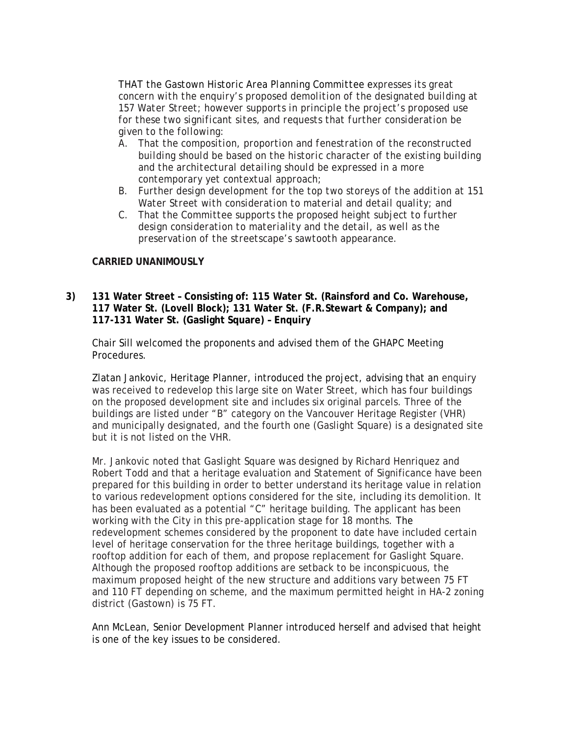THAT the Gastown Historic Area Planning Committee expresses its great concern with the enquiry's proposed demolition of the designated building at 157 Water Street; however supports in principle the project's proposed use for these two significant sites, and requests that further consideration be given to the following:

A. That the composition, proportion and fenestration of the reconstructed building should be based on the historic character of the existing building and the architectural detailing should be expressed in a more contemporary yet contextual approach;
B. Further design development for the top two storeys of the addition at 151 Water Street with consideration to material and detail quality; and
C. That the Committee supports the proposed height subject to further design consideration to materiality and the detail, as well as the preservation of the streetscape's sawtooth appearance.

**CARRIED UNANIMOUSLY**

**3) 131 Water Street – Consisting of: 115 Water St. (Rainsford and Co. Warehouse, 117 Water St. (Lovell Block); 131 Water St. (F.R.Stewart & Company); and 117-131 Water St. (Gaslight Square) – Enquiry**

Chair Sill welcomed the proponents and advised them of the GHAPC Meeting Procedures.

Zlatan Jankovic, Heritage Planner, introduced the project, advising that an enquiry was received to redevelop this large site on Water Street, which has four buildings on the proposed development site and includes six original parcels. Three of the buildings are listed under "B" category on the Vancouver Heritage Register (VHR) and municipally designated, and the fourth one (Gaslight Square) is a designated site but it is not listed on the VHR.

Mr. Jankovic noted that Gaslight Square was designed by Richard Henriquez and Robert Todd and that a heritage evaluation and Statement of Significance have been prepared for this building in order to better understand its heritage value in relation to various redevelopment options considered for the site, including its demolition. It has been evaluated as a potential "C" heritage building. The applicant has been working with the City in this pre-application stage for 18 months. The redevelopment schemes considered by the proponent to date have included certain level of heritage conservation for the three heritage buildings, together with a rooftop addition for each of them, and propose replacement for Gaslight Square. Although the proposed rooftop additions are setback to be inconspicuous, the maximum proposed height of the new structure and additions vary between 75 FT and 110 FT depending on scheme, and the maximum permitted height in HA-2 zoning district (Gastown) is 75 FT.

Ann McLean, Senior Development Planner introduced herself and advised that height is one of the key issues to be considered.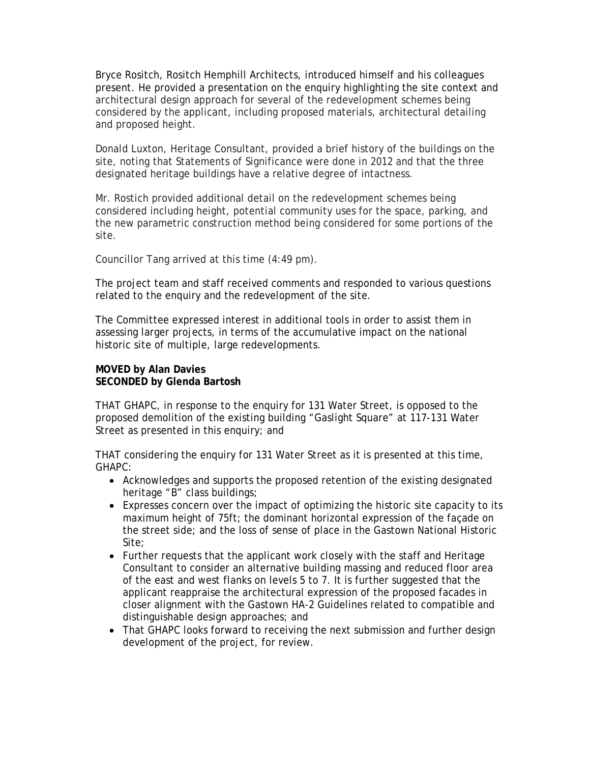Bryce Rositch, Rositch Hemphill Architects, introduced himself and his colleagues present. He provided a presentation on the enquiry highlighting the site context and architectural design approach for several of the redevelopment schemes being considered by the applicant, including proposed materials, architectural detailing and proposed height.

Donald Luxton, Heritage Consultant, provided a brief history of the buildings on the site, noting that Statements of Significance were done in 2012 and that the three designated heritage buildings have a relative degree of intactness.

Mr. Rostich provided additional detail on the redevelopment schemes being considered including height, potential community uses for the space, parking, and the new parametric construction method being considered for some portions of the site.

Councillor Tang arrived at this time (4:49 pm).

The project team and staff received comments and responded to various questions related to the enquiry and the redevelopment of the site.

The Committee expressed interest in additional tools in order to assist them in assessing larger projects, in terms of the accumulative impact on the national historic site of multiple, large redevelopments.

**MOVED by Alan Davies**
**SECONDED by Glenda Bartosh**

THAT GHAPC, in response to the enquiry for 131 Water Street, is opposed to the proposed demolition of the existing building "Gaslight Square" at 117-131 Water Street as presented in this enquiry; and

THAT considering the enquiry for 131 Water Street as it is presented at this time, GHAPC:

- Acknowledges and supports the proposed retention of the existing designated heritage "B" class buildings;
- Expresses concern over the impact of optimizing the historic site capacity to its maximum height of 75ft; the dominant horizontal expression of the façade on the street side; and the loss of sense of place in the Gastown National Historic Site;
- Further requests that the applicant work closely with the staff and Heritage Consultant to consider an alternative building massing and reduced floor area of the east and west flanks on levels 5 to 7. It is further suggested that the applicant reappraise the architectural expression of the proposed facades in closer alignment with the Gastown HA-2 Guidelines related to compatible and distinguishable design approaches; and
- That GHAPC looks forward to receiving the next submission and further design development of the project, for review.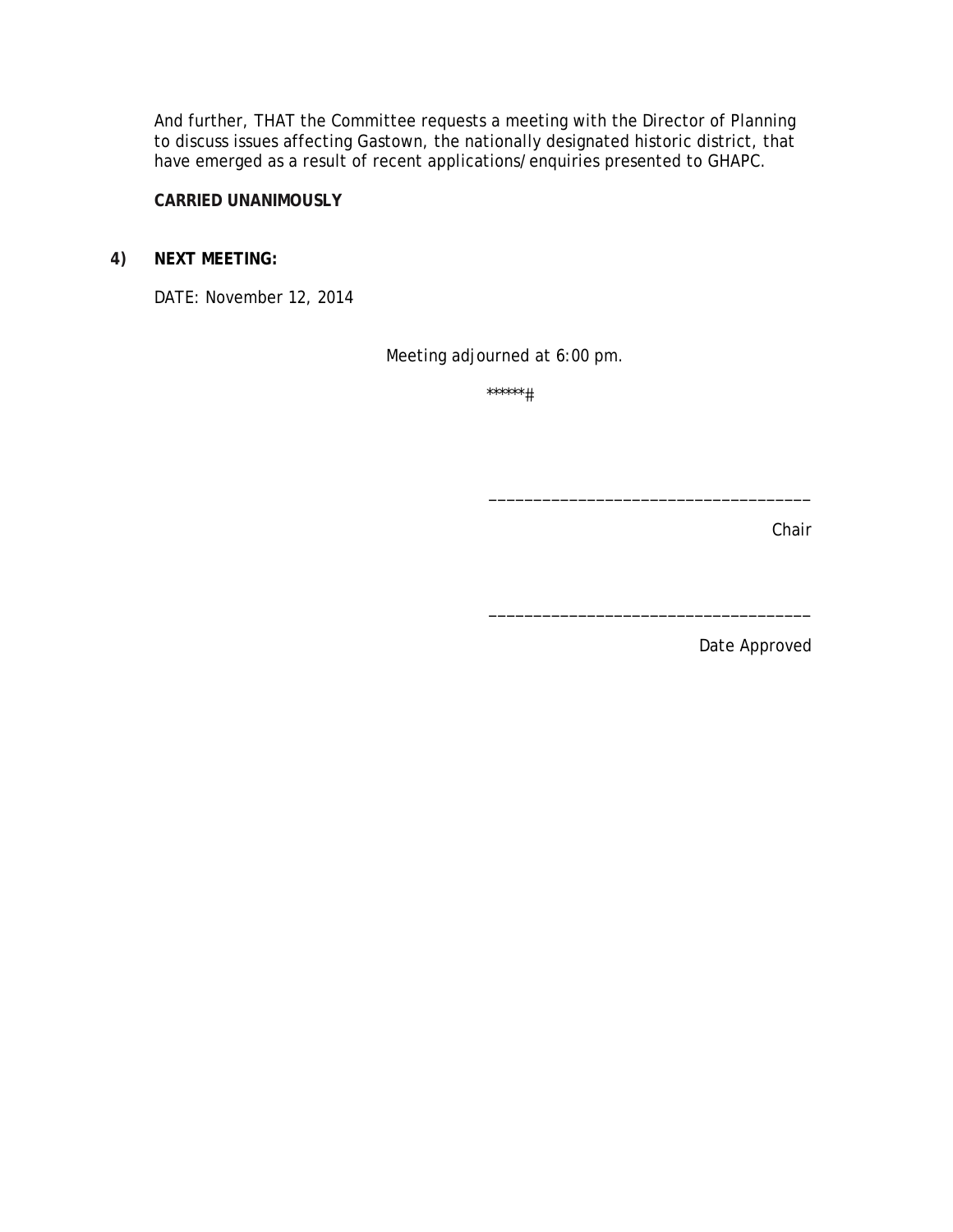And further, THAT the Committee requests a meeting with the Director of Planning to discuss issues affecting Gastown, the nationally designated historic district, that have emerged as a result of recent applications/enquiries presented to GHAPC.

**CARRIED UNANIMOUSLY**

**4) NEXT MEETING:**

DATE: November 12, 2014

Meeting adjourned at 6:00 pm.

\*\*\*\*\*\*#

\_\_\_\_\_\_\_\_\_\_\_\_\_\_\_\_\_\_\_\_\_\_\_\_\_\_\_\_\_\_\_\_\_\_\_\_

Chair

\_\_\_\_\_\_\_\_\_\_\_\_\_\_\_\_\_\_\_\_\_\_\_\_\_\_\_\_\_\_\_\_\_\_\_\_

Date Approved